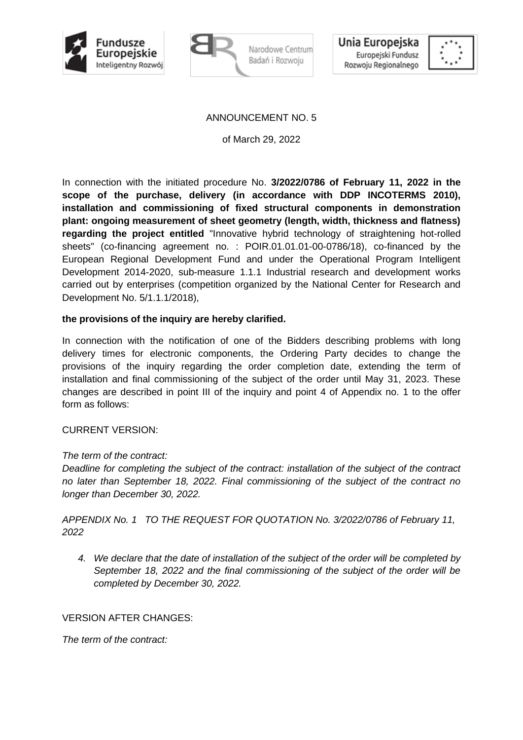ANNOUNCEMENT NO. 5

of March 29, 2022

In connection with the initiated procedure No. **3/2022/0786 of February 11, 2022 in the scope of the purchase, delivery (in accordance with DDP INCOTERMS 2010), installation and commissioning of fixed structural components in demonstration plant: ongoing measurement of sheet geometry (length, width, thickness and flatness) regarding the project entitled** "Innovative hybrid technology of straightening hot-rolled sheets" (co-financing agreement no. : POIR.01.01.01-00-0786/18), co-financed by the European Regional Development Fund and under the Operational Program Intelligent Development 2014-2020, sub-measure 1.1.1 Industrial research and development works carried out by enterprises (competition organized by the National Center for Research and Development No. 5/1.1.1/2018),

**the provisions of the inquiry are hereby clarified.**

In connection with the notification of one of the Bidders describing problems with long delivery times for electronic components, the Ordering Party decides to change the provisions of the inquiry regarding the order completion date, extending the term of installation and final commissioning of the subject of the order until May 31, 2023. These changes are described in point III of the inquiry and point 4 of Appendix no. 1 to the offer form as follows:

CURRENT VERSION:

*The term of the contract:*
*Deadline for completing the subject of the contract: installation of the subject of the contract no later than September 18, 2022. Final commissioning of the subject of the contract no longer than December 30, 2022.*

*APPENDIX No. 1 TO THE REQUEST FOR QUOTATION No. 3/2022/0786 of February 11, 2022*

4. *We declare that the date of installation of the subject of the order will be completed by September 18, 2022 and the final commissioning of the subject of the order will be completed by December 30, 2022.*

VERSION AFTER CHANGES:

*The term of the contract:*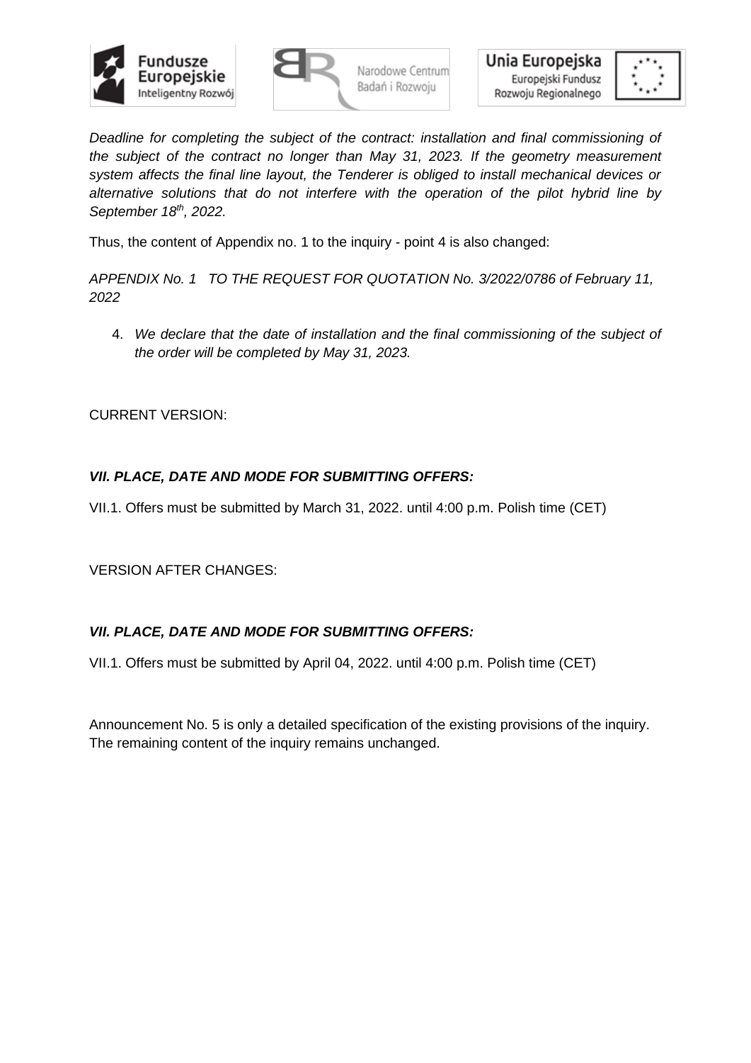*Deadline for completing the subject of the contract: installation and final commissioning of the subject of the contract no longer than May 31, 2023. If the geometry measurement system affects the final line layout, the Tenderer is obliged to install mechanical devices or alternative solutions that do not interfere with the operation of the pilot hybrid line by September 18th, 2022.*

Thus, the content of Appendix no. 1 to the inquiry - point 4 is also changed:

*APPENDIX No. 1 TO THE REQUEST FOR QUOTATION No. 3/2022/0786 of February 11, 2022*

4. *We declare that the date of installation and the final commissioning of the subject of the order will be completed by May 31, 2023.*

CURRENT VERSION:

***VII. PLACE, DATE AND MODE FOR SUBMITTING OFFERS:***

VII.1. Offers must be submitted by March 31, 2022. until 4:00 p.m. Polish time (CET)

VERSION AFTER CHANGES:

***VII. PLACE, DATE AND MODE FOR SUBMITTING OFFERS:***

VII.1. Offers must be submitted by April 04, 2022. until 4:00 p.m. Polish time (CET)

Announcement No. 5 is only a detailed specification of the existing provisions of the inquiry. The remaining content of the inquiry remains unchanged.